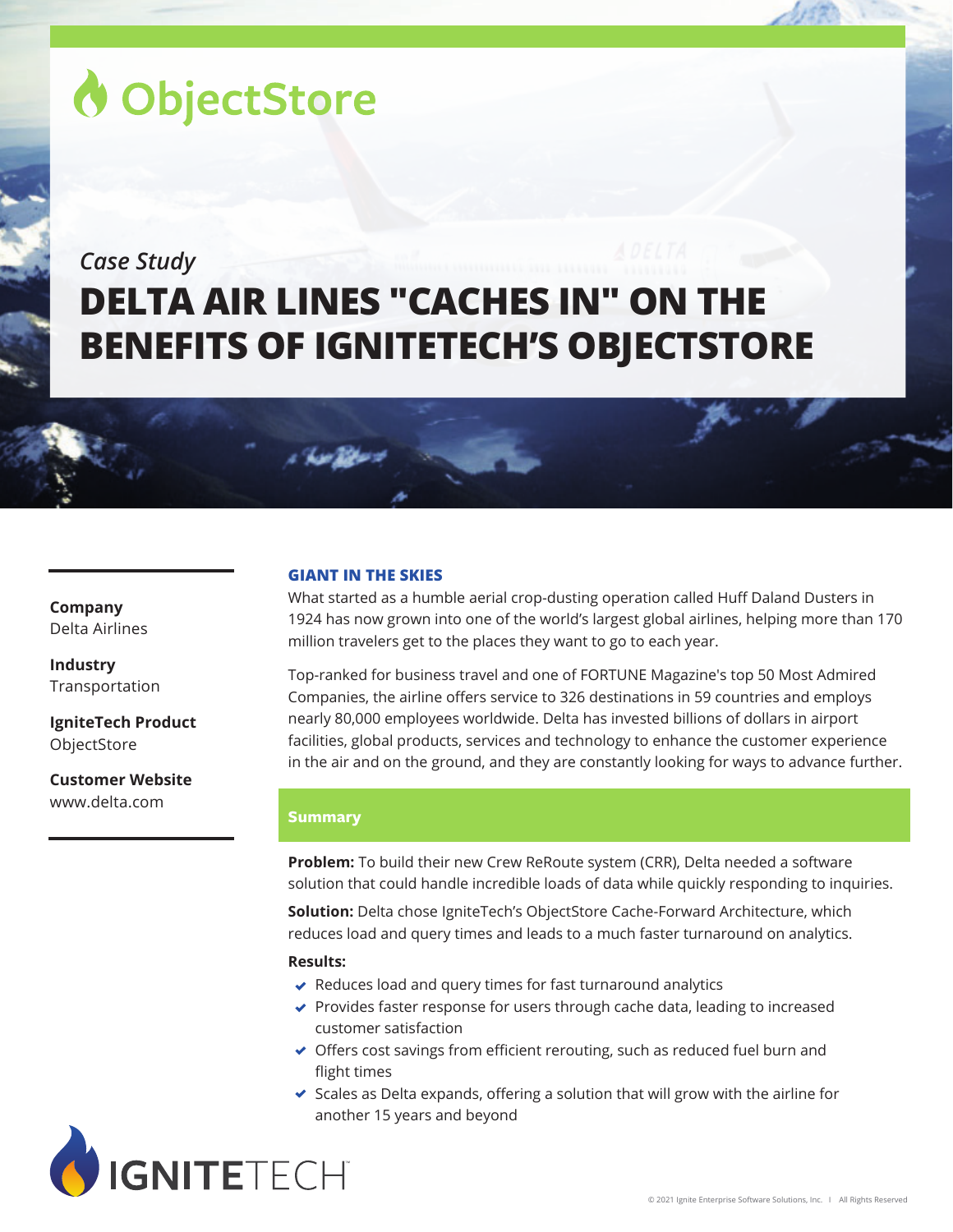ObjectStore

*Case Study*

# DELTA AIR LINES "CACHES IN" ON THE BENEFITS OF IGNITETECH'S OBJECTSTORE

**Company**
Delta Airlines

**Industry**
Transportation

**IgniteTech Product**
ObjectStore

**Customer Website**
www.delta.com

## GIANT IN THE SKIES

What started as a humble aerial crop-dusting operation called Huff Daland Dusters in 1924 has now grown into one of the world's largest global airlines, helping more than 170 million travelers get to the places they want to go to each year.

Top-ranked for business travel and one of FORTUNE Magazine's top 50 Most Admired Companies, the airline offers service to 326 destinations in 59 countries and employs nearly 80,000 employees worldwide. Delta has invested billions of dollars in airport facilities, global products, services and technology to enhance the customer experience in the air and on the ground, and they are constantly looking for ways to advance further.

### Summary

**Problem:** To build their new Crew ReRoute system (CRR), Delta needed a software solution that could handle incredible loads of data while quickly responding to inquiries.

**Solution:** Delta chose IgniteTech's ObjectStore Cache-Forward Architecture, which reduces load and query times and leads to a much faster turnaround on analytics.

**Results:**

- Reduces load and query times for fast turnaround analytics
- Provides faster response for users through cache data, leading to increased customer satisfaction
- Offers cost savings from efficient rerouting, such as reduced fuel burn and flight times
- Scales as Delta expands, offering a solution that will grow with the airline for another 15 years and beyond

IGNITETECH

© 2021 Ignite Enterprise Software Solutions, Inc. I All Rights Reserved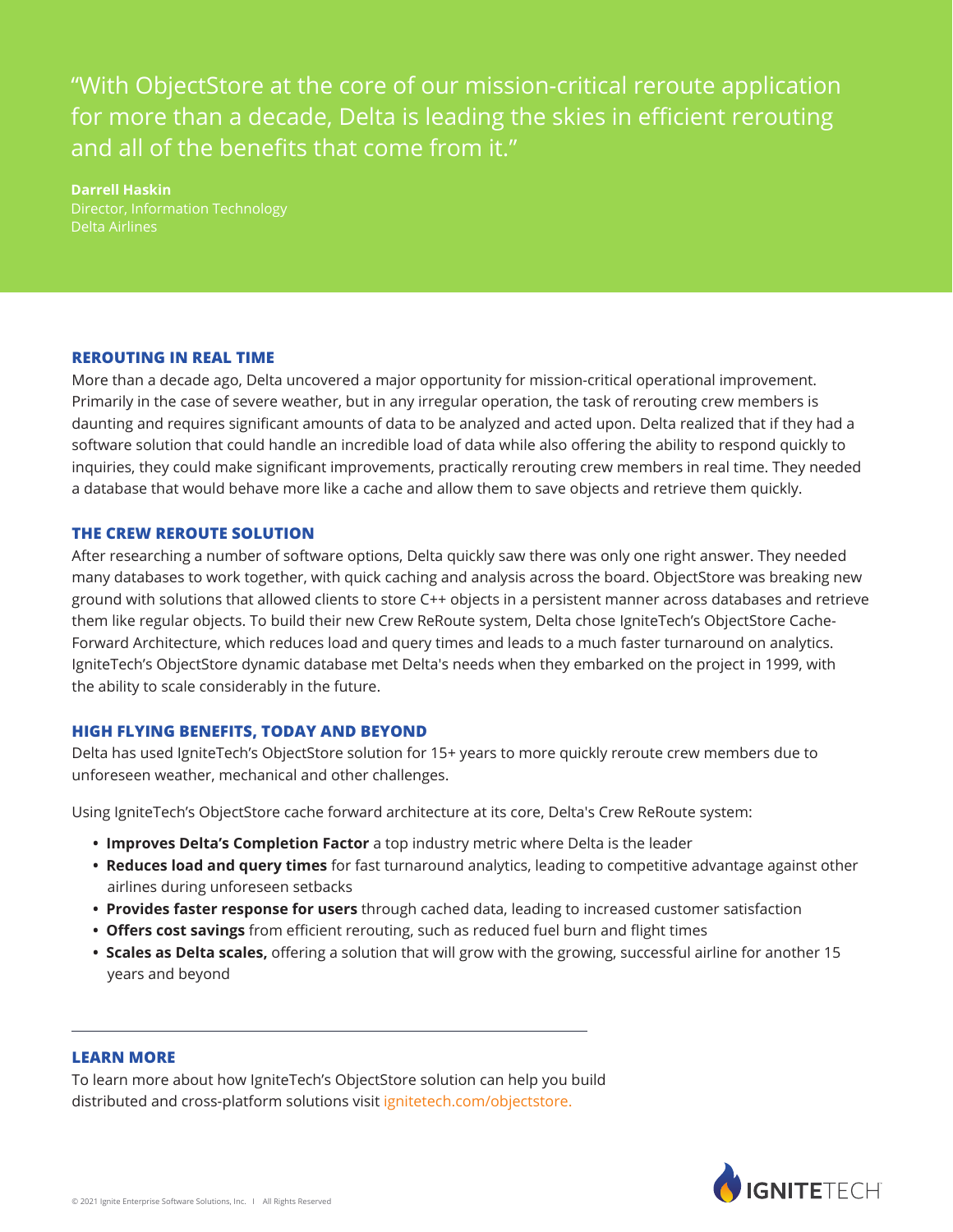> "With ObjectStore at the core of our mission-critical reroute application for more than a decade, Delta is leading the skies in efficient rerouting and all of the benefits that come from it."

**Darrell Haskin**
Director, Information Technology
Delta Airlines

## REROUTING IN REAL TIME

More than a decade ago, Delta uncovered a major opportunity for mission-critical operational improvement. Primarily in the case of severe weather, but in any irregular operation, the task of rerouting crew members is daunting and requires significant amounts of data to be analyzed and acted upon. Delta realized that if they had a software solution that could handle an incredible load of data while also offering the ability to respond quickly to inquiries, they could make significant improvements, practically rerouting crew members in real time. They needed a database that would behave more like a cache and allow them to save objects and retrieve them quickly.

## THE CREW REROUTE SOLUTION

After researching a number of software options, Delta quickly saw there was only one right answer. They needed many databases to work together, with quick caching and analysis across the board. ObjectStore was breaking new ground with solutions that allowed clients to store C++ objects in a persistent manner across databases and retrieve them like regular objects. To build their new Crew ReRoute system, Delta chose IgniteTech's ObjectStore Cache-Forward Architecture, which reduces load and query times and leads to a much faster turnaround on analytics. IgniteTech's ObjectStore dynamic database met Delta's needs when they embarked on the project in 1999, with the ability to scale considerably in the future.

## HIGH FLYING BENEFITS, TODAY AND BEYOND

Delta has used IgniteTech's ObjectStore solution for 15+ years to more quickly reroute crew members due to unforeseen weather, mechanical and other challenges.

Using IgniteTech's ObjectStore cache forward architecture at its core, Delta's Crew ReRoute system:

- **Improves Delta's Completion Factor** a top industry metric where Delta is the leader
- **Reduces load and query times** for fast turnaround analytics, leading to competitive advantage against other airlines during unforeseen setbacks
- **Provides faster response for users** through cached data, leading to increased customer satisfaction
- **Offers cost savings** from efficient rerouting, such as reduced fuel burn and flight times
- **Scales as Delta scales,** offering a solution that will grow with the growing, successful airline for another 15 years and beyond

---

## LEARN MORE

To learn more about how IgniteTech's ObjectStore solution can help you build distributed and cross-platform solutions visit ignitetech.com/objectstore.

IGNITETECH

© 2021 Ignite Enterprise Software Solutions, Inc. | All Rights Reserved